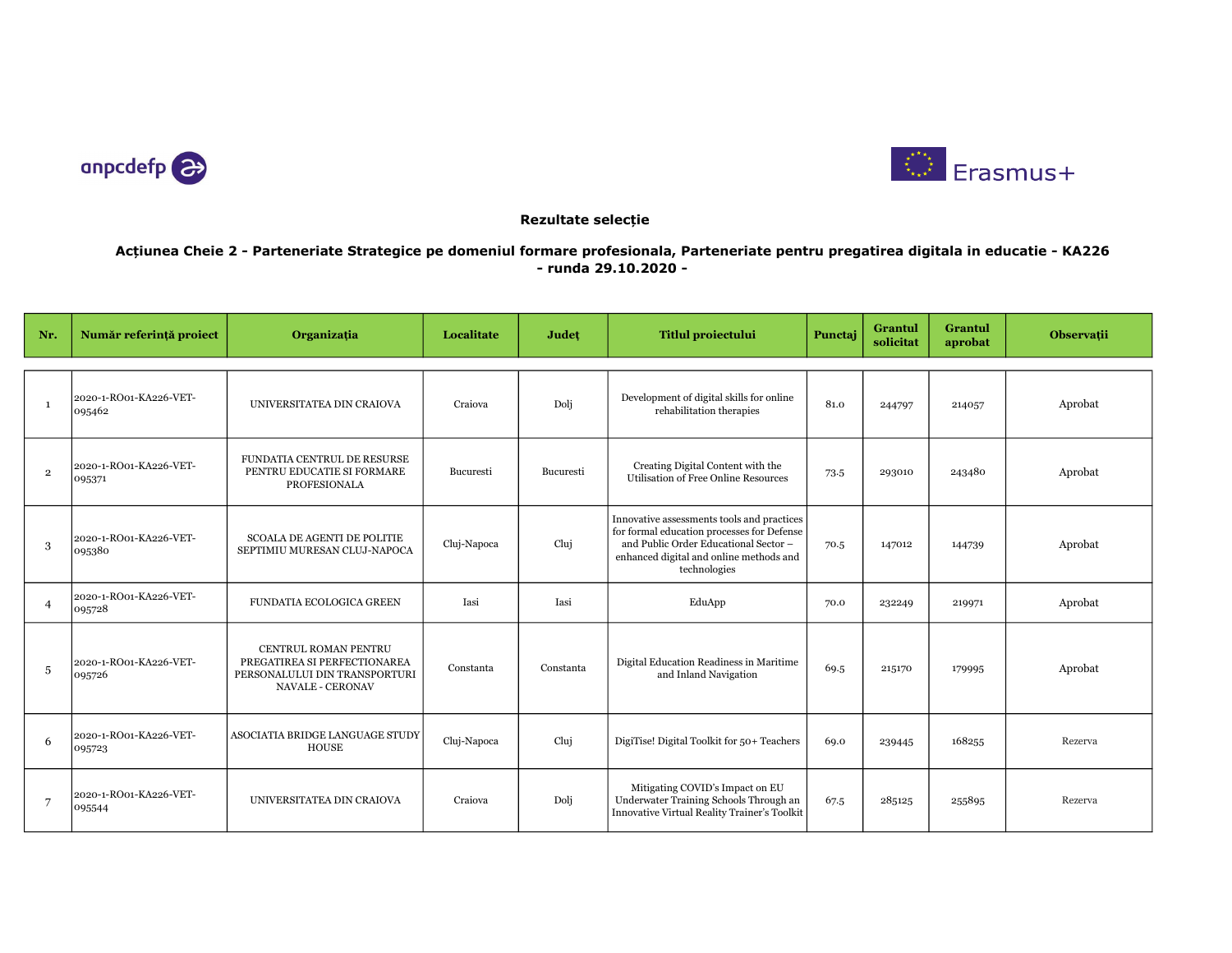anpcdefp

Erasmus+

## Rezultate selecție

### Acțiunea Cheie 2 - Parteneriate Strategice pe domeniul formare profesionala, Parteneriate pentru pregatirea digitala in educatie - KA226 - runda 29.10.2020 -

| Nr. | Număr referință proiect | Organizația | Localitate | Județ | Titlul proiectului | Punctaj | Grantul solicitat | Grantul aprobat | Observații |
|---|---|---|---|---|---|---|---|---|---|
| 1 | 2020-1-RO01-KA226-VET-095462 | UNIVERSITATEA DIN CRAIOVA | Craiova | Dolj | Development of digital skills for online rehabilitation therapies | 81.0 | 244797 | 214057 | Aprobat |
| 2 | 2020-1-RO01-KA226-VET-095371 | FUNDATIA CENTRUL DE RESURSE PENTRU EDUCATIE SI FORMARE PROFESIONALA | Bucuresti | Bucuresti | Creating Digital Content with the Utilisation of Free Online Resources | 73.5 | 293010 | 243480 | Aprobat |
| 3 | 2020-1-RO01-KA226-VET-095380 | SCOALA DE AGENTI DE POLITIE SEPTIMIU MURESAN CLUJ-NAPOCA | Cluj-Napoca | Cluj | Innovative assessments tools and practices for formal education processes for Defense and Public Order Educational Sector – enhanced digital and online methods and technologies | 70.5 | 147012 | 144739 | Aprobat |
| 4 | 2020-1-RO01-KA226-VET-095728 | FUNDATIA ECOLOGICA GREEN | Iasi | Iasi | EduApp | 70.0 | 232249 | 219971 | Aprobat |
| 5 | 2020-1-RO01-KA226-VET-095726 | CENTRUL ROMAN PENTRU PREGATIREA SI PERFECTIONAREA PERSONALULUI DIN TRANSPORTURI NAVALE - CERONAV | Constanta | Constanta | Digital Education Readiness in Maritime and Inland Navigation | 69.5 | 215170 | 179995 | Aprobat |
| 6 | 2020-1-RO01-KA226-VET-095723 | ASOCIATIA BRIDGE LANGUAGE STUDY HOUSE | Cluj-Napoca | Cluj | DigiTise! Digital Toolkit for 50+ Teachers | 69.0 | 239445 | 168255 | Rezerva |
| 7 | 2020-1-RO01-KA226-VET-095544 | UNIVERSITATEA DIN CRAIOVA | Craiova | Dolj | Mitigating COVID's Impact on EU Underwater Training Schools Through an Innovative Virtual Reality Trainer's Toolkit | 67.5 | 285125 | 255895 | Rezerva |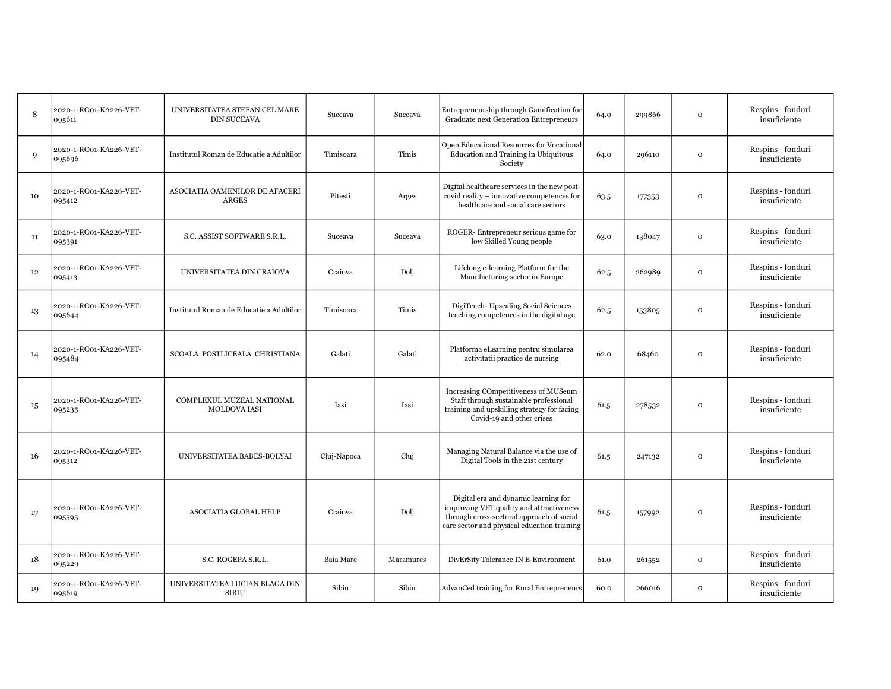| | | | | | | | | | |
|---|---|---|---|---|---|---|---|---|---|
| 8 | 2020-1-RO01-KA226-VET-095611 | UNIVERSITATEA STEFAN CEL MARE DIN SUCEAVA | Suceava | Suceava | Entrepreneurship through Gamification for Graduate next Generation Entrepreneurs | 64.0 | 299866 | 0 | Respins - fonduri insuficiente |
| 9 | 2020-1-RO01-KA226-VET-095696 | Institutul Roman de Educatie a Adultilor | Timisoara | Timis | Open Educational Resources for Vocational Education and Training in Ubiquitous Society | 64.0 | 296110 | 0 | Respins - fonduri insuficiente |
| 10 | 2020-1-RO01-KA226-VET-095412 | ASOCIATIA OAMENILOR DE AFACERI ARGES | Pitesti | Arges | Digital healthcare services in the new post-covid reality – innovative competences for healthcare and social care sectors | 63.5 | 177353 | 0 | Respins - fonduri insuficiente |
| 11 | 2020-1-RO01-KA226-VET-095391 | S.C. ASSIST SOFTWARE S.R.L. | Suceava | Suceava | ROGER- Entrepreneur serious game for low Skilled Young people | 63.0 | 138047 | 0 | Respins - fonduri insuficiente |
| 12 | 2020-1-RO01-KA226-VET-095413 | UNIVERSITATEA DIN CRAIOVA | Craiova | Dolj | Lifelong e-learning Platform for the Manufacturing sector in Europe | 62.5 | 262989 | 0 | Respins - fonduri insuficiente |
| 13 | 2020-1-RO01-KA226-VET-095644 | Institutul Roman de Educatie a Adultilor | Timisoara | Timis | DigiTeach- Upscaling Social Sciences teaching competences in the digital age | 62.5 | 153805 | 0 | Respins - fonduri insuficiente |
| 14 | 2020-1-RO01-KA226-VET-095484 | SCOALA POSTLICEALA CHRISTIANA | Galati | Galati | Platforma eLearning pentru simularea activitatii practice de nursing | 62.0 | 68460 | 0 | Respins - fonduri insuficiente |
| 15 | 2020-1-RO01-KA226-VET-095235 | COMPLEXUL MUZEAL NATIONAL MOLDOVA IASI | Iasi | Iasi | Increasing COmpetitiveness of MUSeum Staff through sustainable professional training and upskilling strategy for facing Covid-19 and other crises | 61.5 | 278532 | 0 | Respins - fonduri insuficiente |
| 16 | 2020-1-RO01-KA226-VET-095312 | UNIVERSITATEA BABES-BOLYAI | Cluj-Napoca | Cluj | Managing Natural Balance via the use of Digital Tools in the 21st century | 61.5 | 247132 | 0 | Respins - fonduri insuficiente |
| 17 | 2020-1-RO01-KA226-VET-095595 | ASOCIATIA GLOBAL HELP | Craiova | Dolj | Digital era and dynamic learning for improving VET quality and attractiveness through cross-sectoral approach of social care sector and physical education training | 61.5 | 157992 | 0 | Respins - fonduri insuficiente |
| 18 | 2020-1-RO01-KA226-VET-095229 | S.C. ROGEPA S.R.L. | Baia Mare | Maramures | DivErSity Tolerance IN E-Environment | 61.0 | 261552 | 0 | Respins - fonduri insuficiente |
| 19 | 2020-1-RO01-KA226-VET-095619 | UNIVERSITATEA LUCIAN BLAGA DIN SIBIU | Sibiu | Sibiu | AdvanCed training for Rural Entrepreneurs | 60.0 | 266016 | 0 | Respins - fonduri insuficiente |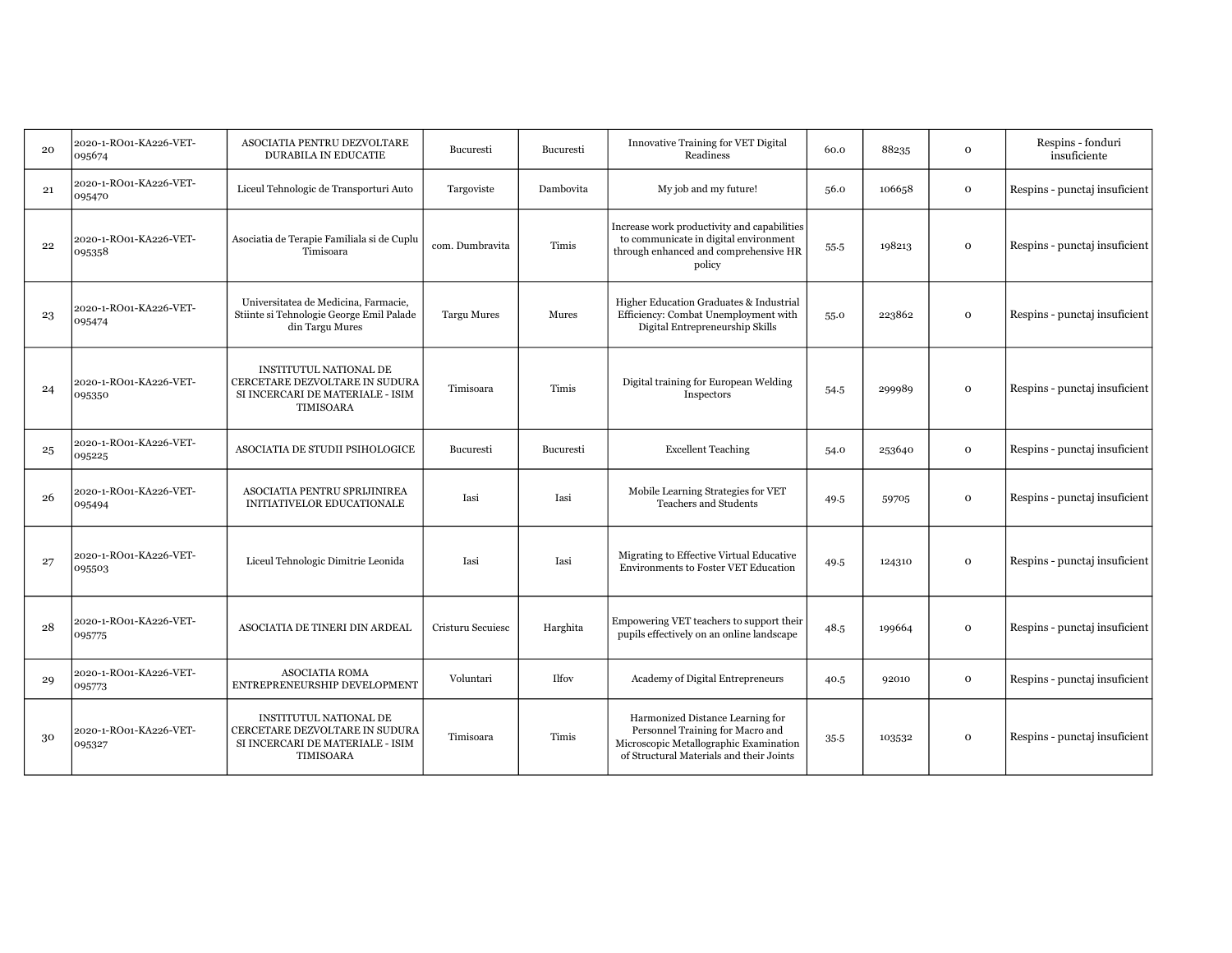| | | | | | | | | | |
|---|---|---|---|---|---|---|---|---|---|
| 20 | 2020-1-RO01-KA226-VET-095674 | ASOCIATIA PENTRU DEZVOLTARE DURABILA IN EDUCATIE | Bucuresti | Bucuresti | Innovative Training for VET Digital Readiness | 60.0 | 88235 | 0 | Respins - fonduri insuficiente |
| 21 | 2020-1-RO01-KA226-VET-095470 | Liceul Tehnologic de Transporturi Auto | Targoviste | Dambovita | My job and my future! | 56.0 | 106658 | 0 | Respins - punctaj insuficient |
| 22 | 2020-1-RO01-KA226-VET-095358 | Asociatia de Terapie Familiala si de Cuplu Timisoara | com. Dumbravita | Timis | Increase work productivity and capabilities to communicate in digital environment through enhanced and comprehensive HR policy | 55.5 | 198213 | 0 | Respins - punctaj insuficient |
| 23 | 2020-1-RO01-KA226-VET-095474 | Universitatea de Medicina, Farmacie, Stiinte si Tehnologie George Emil Palade din Targu Mures | Targu Mures | Mures | Higher Education Graduates & Industrial Efficiency: Combat Unemployment with Digital Entrepreneurship Skills | 55.0 | 223862 | 0 | Respins - punctaj insuficient |
| 24 | 2020-1-RO01-KA226-VET-095350 | INSTITUTUL NATIONAL DE CERCETARE DEZVOLTARE IN SUDURA SI INCERCARI DE MATERIALE - ISIM TIMISOARA | Timisoara | Timis | Digital training for European Welding Inspectors | 54.5 | 299989 | 0 | Respins - punctaj insuficient |
| 25 | 2020-1-RO01-KA226-VET-095225 | ASOCIATIA DE STUDII PSIHOLOGICE | Bucuresti | Bucuresti | Excellent Teaching | 54.0 | 253640 | 0 | Respins - punctaj insuficient |
| 26 | 2020-1-RO01-KA226-VET-095494 | ASOCIATIA PENTRU SPRIJINIREA INITIATIVELOR EDUCATIONALE | Iasi | Iasi | Mobile Learning Strategies for VET Teachers and Students | 49.5 | 59705 | 0 | Respins - punctaj insuficient |
| 27 | 2020-1-RO01-KA226-VET-095503 | Liceul Tehnologic Dimitrie Leonida | Iasi | Iasi | Migrating to Effective Virtual Educative Environments to Foster VET Education | 49.5 | 124310 | 0 | Respins - punctaj insuficient |
| 28 | 2020-1-RO01-KA226-VET-095775 | ASOCIATIA DE TINERI DIN ARDEAL | Cristuru Secuiesc | Harghita | Empowering VET teachers to support their pupils effectively on an online landscape | 48.5 | 199664 | 0 | Respins - punctaj insuficient |
| 29 | 2020-1-RO01-KA226-VET-095773 | ASOCIATIA ROMA ENTREPRENEURSHIP DEVELOPMENT | Voluntari | Ilfov | Academy of Digital Entrepreneurs | 40.5 | 92010 | 0 | Respins - punctaj insuficient |
| 30 | 2020-1-RO01-KA226-VET-095327 | INSTITUTUL NATIONAL DE CERCETARE DEZVOLTARE IN SUDURA SI INCERCARI DE MATERIALE - ISIM TIMISOARA | Timisoara | Timis | Harmonized Distance Learning for Personnel Training for Macro and Microscopic Metallographic Examination of Structural Materials and their Joints | 35.5 | 103532 | 0 | Respins - punctaj insuficient |